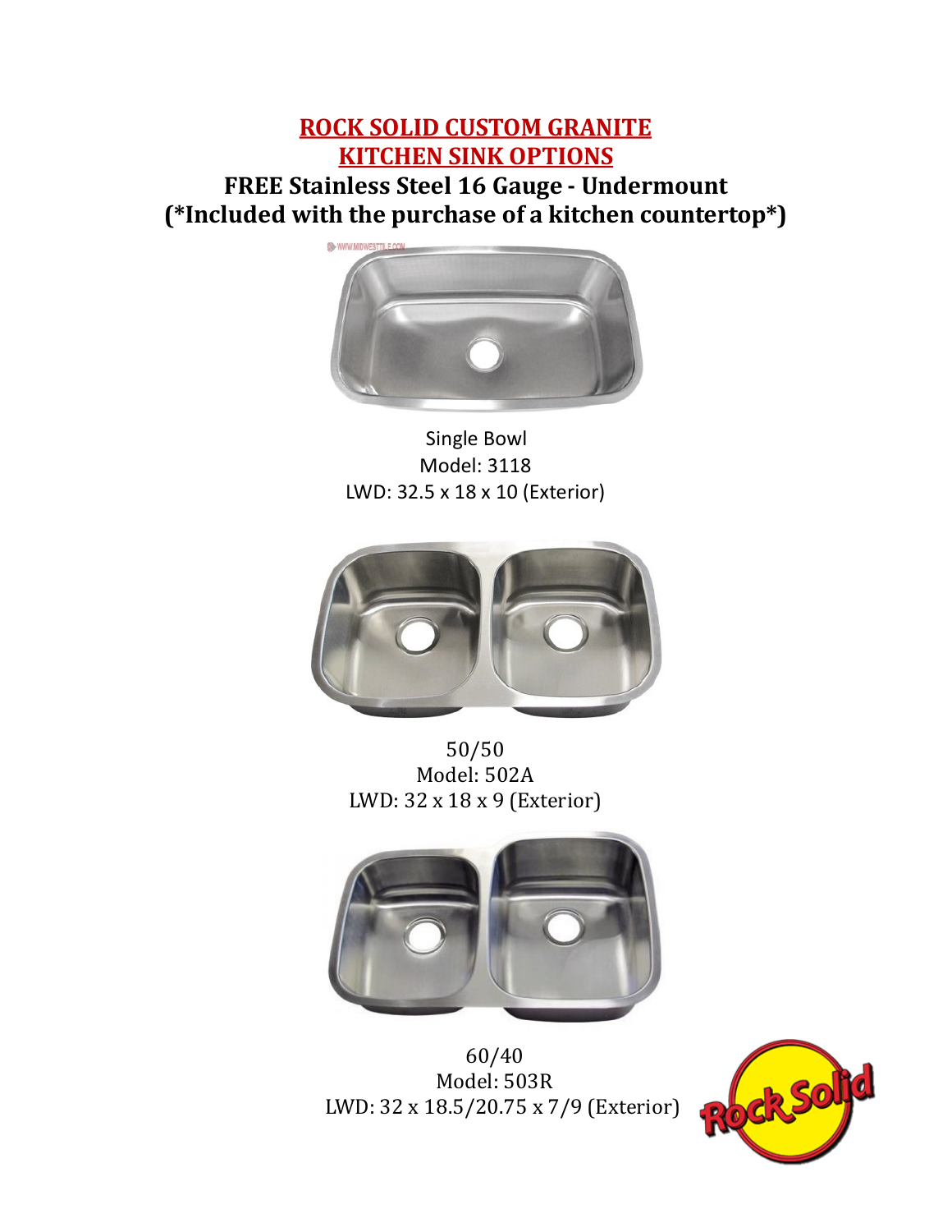# ROCK SOLID CUSTOM GRANITE KITCHEN SINK OPTIONS

## FREE Stainless Steel 16 Gauge - Undermount
## (*Included with the purchase of a kitchen countertop*)

Single Bowl
Model: 3118
LWD: 32.5 x 18 x 10 (Exterior)

50/50
Model: 502A
LWD: 32 x 18 x 9 (Exterior)

60/40
Model: 503R
LWD: 32 x 18.5/20.75 x 7/9 (Exterior)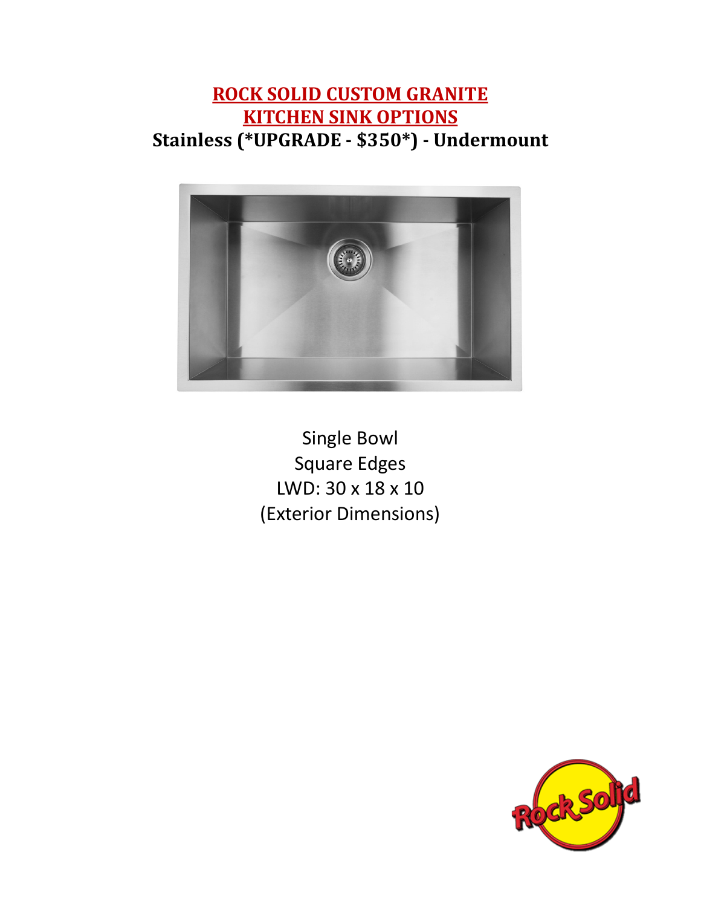# ROCK SOLID CUSTOM GRANITE
# KITCHEN SINK OPTIONS

## Stainless (*UPGRADE - $350*) - Undermount

Single Bowl
Square Edges
LWD: 30 x 18 x 10
(Exterior Dimensions)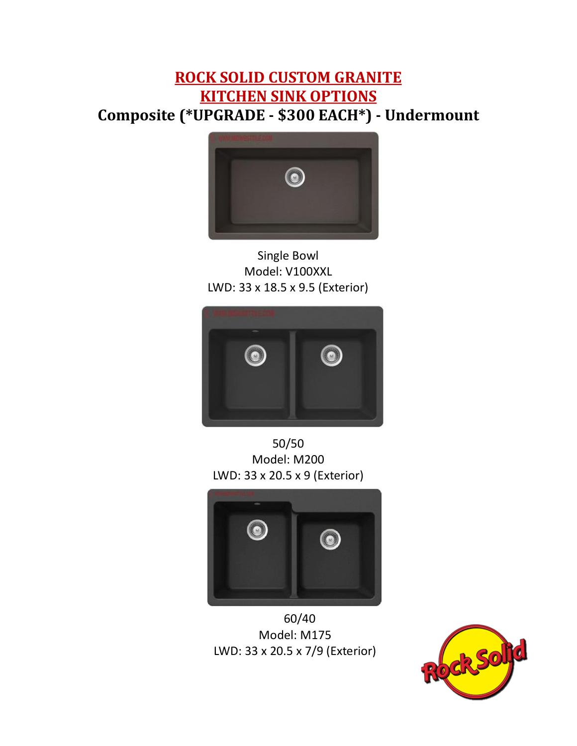# ROCK SOLID CUSTOM GRANITE
# KITCHEN SINK OPTIONS

## Composite (*UPGRADE - $300 EACH*) - Undermount

Single Bowl
Model: V100XXL
LWD: 33 x 18.5 x 9.5 (Exterior)

50/50
Model: M200
LWD: 33 x 20.5 x 9 (Exterior)

60/40
Model: M175
LWD: 33 x 20.5 x 7/9 (Exterior)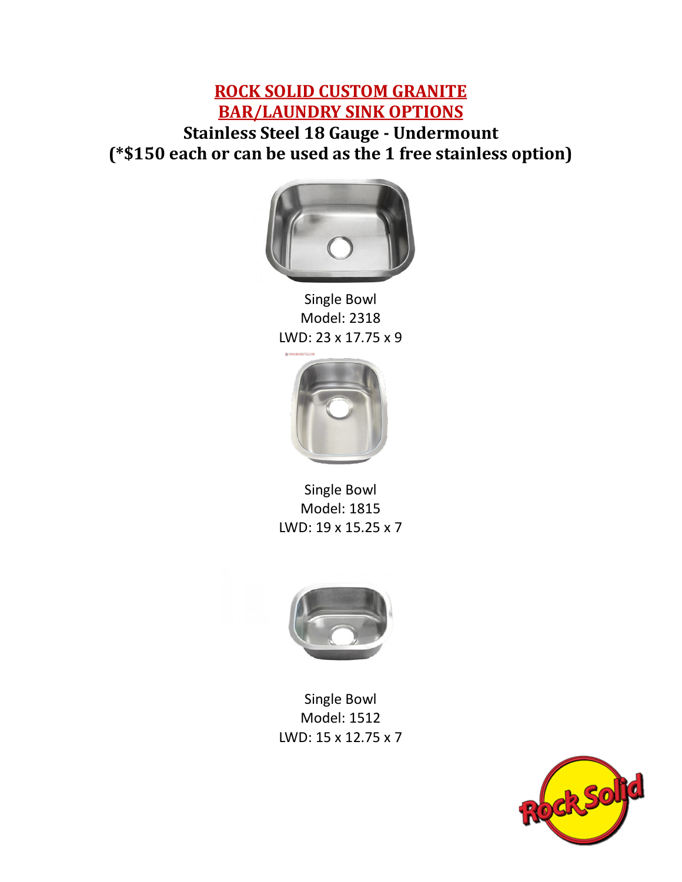# ROCK SOLID CUSTOM GRANITE
# BAR/LAUNDRY SINK OPTIONS

## Stainless Steel 18 Gauge - Undermount
## (*$150 each or can be used as the 1 free stainless option)

Single Bowl
Model: 2318
LWD: 23 x 17.75 x 9

Single Bowl
Model: 1815
LWD: 19 x 15.25 x 7

Single Bowl
Model: 1512
LWD: 15 x 12.75 x 7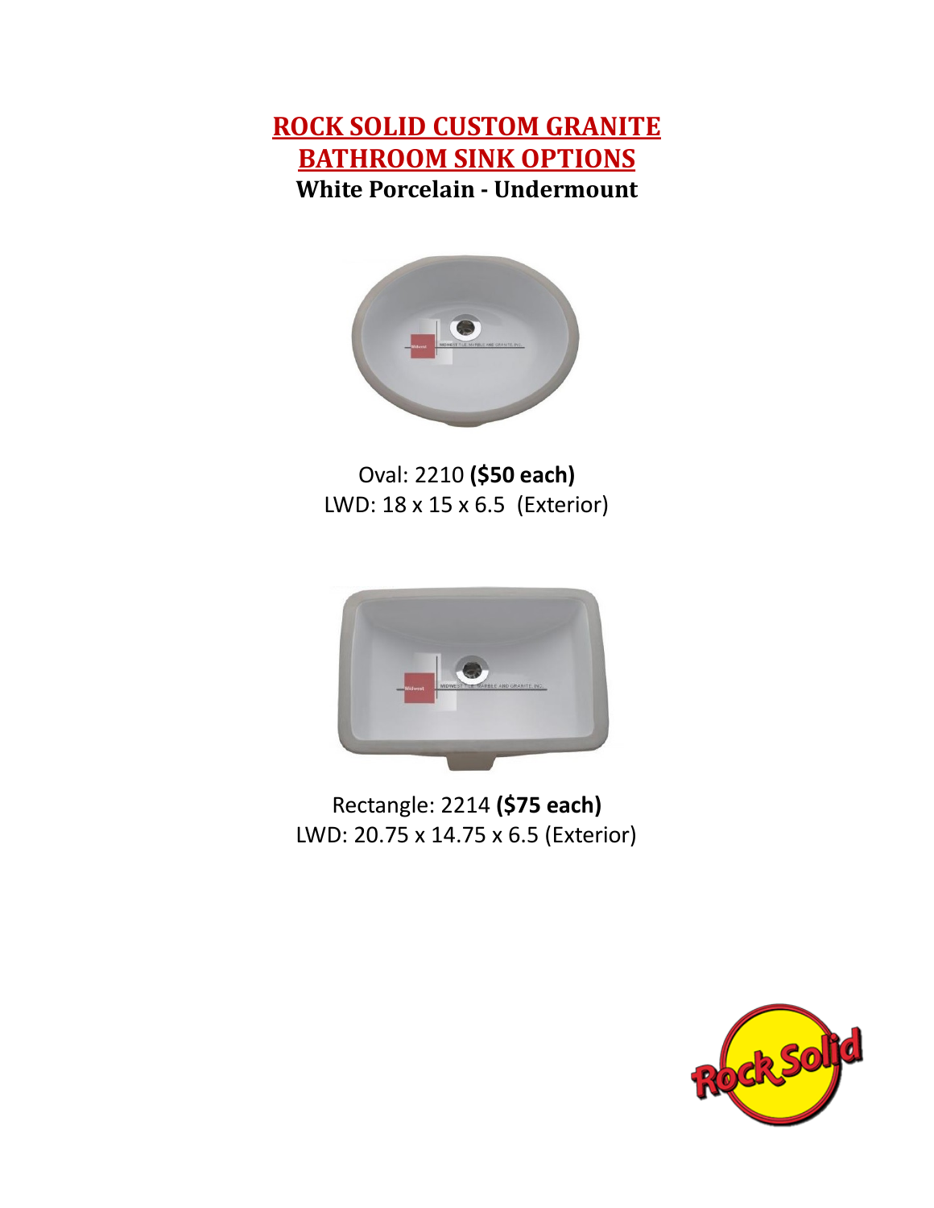# ROCK SOLID CUSTOM GRANITE BATHROOM SINK OPTIONS

## White Porcelain - Undermount

Oval: 2210 **($50 each)**
LWD: 18 x 15 x 6.5 (Exterior)

Rectangle: 2214 **($75 each)**
LWD: 20.75 x 14.75 x 6.5 (Exterior)